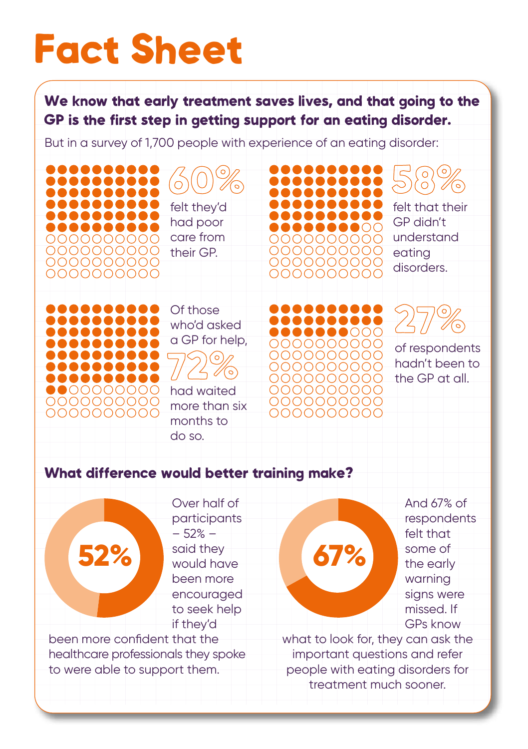# Fact Sheet

**We know that early treatment saves lives, and that going to the GP is the first step in getting support for an eating disorder.**

But in a survey of 1,700 people with experience of an eating disorder:

60% felt they'd had poor care from their GP.

58% felt that their GP didn't understand eating disorders.

Of those who'd asked a GP for help, 72% had waited more than six months to do so.

27% of respondents hadn't been to the GP at all.

## What difference would better training make?

52%

Over half of participants – 52% – said they would have been more encouraged to seek help if they'd been more confident that the healthcare professionals they spoke to were able to support them.

67%

And 67% of respondents felt that some of the early warning signs were missed. If GPs know what to look for, they can ask the important questions and refer people with eating disorders for treatment much sooner.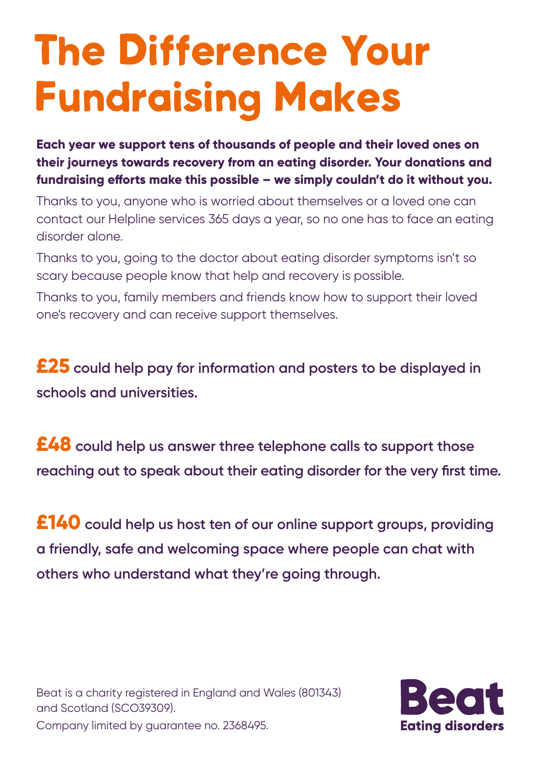# The Difference Your Fundraising Makes

**Each year we support tens of thousands of people and their loved ones on their journeys towards recovery from an eating disorder. Your donations and fundraising efforts make this possible – we simply couldn't do it without you.**

Thanks to you, anyone who is worried about themselves or a loved one can contact our Helpline services 365 days a year, so no one has to face an eating disorder alone.

Thanks to you, going to the doctor about eating disorder symptoms isn't so scary because people know that help and recovery is possible.

Thanks to you, family members and friends know how to support their loved one's recovery and can receive support themselves.

**£25** could help pay for information and posters to be displayed in schools and universities.

**£48** could help us answer three telephone calls to support those reaching out to speak about their eating disorder for the very first time.

**£140** could help us host ten of our online support groups, providing a friendly, safe and welcoming space where people can chat with others who understand what they're going through.

Beat is a charity registered in England and Wales (801343) and Scotland (SCO39309).
Company limited by guarantee no. 2368495.

Beat
Eating disorders